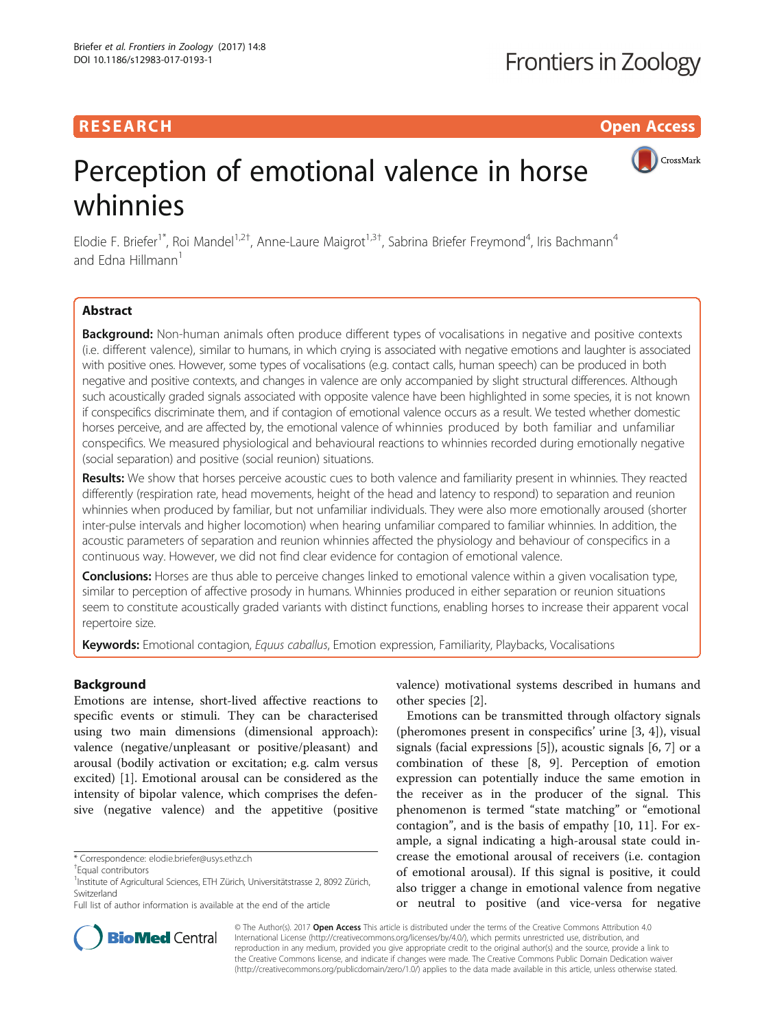**RESEARCH** **Open Access**

# Perception of emotional valence in horse whinnies

Elodie F. Briefer[1*], Roi Mandel[1,2†], Anne-Laure Maigrot[1,3†], Sabrina Briefer Freymond[4], Iris Bachmann[4] and Edna Hillmann[1]

## Abstract

**Background:** Non-human animals often produce different types of vocalisations in negative and positive contexts (i.e. different valence), similar to humans, in which crying is associated with negative emotions and laughter is associated with positive ones. However, some types of vocalisations (e.g. contact calls, human speech) can be produced in both negative and positive contexts, and changes in valence are only accompanied by slight structural differences. Although such acoustically graded signals associated with opposite valence have been highlighted in some species, it is not known if conspecifics discriminate them, and if contagion of emotional valence occurs as a result. We tested whether domestic horses perceive, and are affected by, the emotional valence of whinnies produced by both familiar and unfamiliar conspecifics. We measured physiological and behavioural reactions to whinnies recorded during emotionally negative (social separation) and positive (social reunion) situations.

**Results:** We show that horses perceive acoustic cues to both valence and familiarity present in whinnies. They reacted differently (respiration rate, head movements, height of the head and latency to respond) to separation and reunion whinnies when produced by familiar, but not unfamiliar individuals. They were also more emotionally aroused (shorter inter-pulse intervals and higher locomotion) when hearing unfamiliar compared to familiar whinnies. In addition, the acoustic parameters of separation and reunion whinnies affected the physiology and behaviour of conspecifics in a continuous way. However, we did not find clear evidence for contagion of emotional valence.

**Conclusions:** Horses are thus able to perceive changes linked to emotional valence within a given vocalisation type, similar to perception of affective prosody in humans. Whinnies produced in either separation or reunion situations seem to constitute acoustically graded variants with distinct functions, enabling horses to increase their apparent vocal repertoire size.

**Keywords:** Emotional contagion, *Equus caballus*, Emotion expression, Familiarity, Playbacks, Vocalisations

## Background

Emotions are intense, short-lived affective reactions to specific events or stimuli. They can be characterised using two main dimensions (dimensional approach): valence (negative/unpleasant or positive/pleasant) and arousal (bodily activation or excitation; e.g. calm versus excited) [1]. Emotional arousal can be considered as the intensity of bipolar valence, which comprises the defensive (negative valence) and the appetitive (positive valence) motivational systems described in humans and other species [2].

Emotions can be transmitted through olfactory signals (pheromones present in conspecifics' urine [3, 4]), visual signals (facial expressions [5]), acoustic signals [6, 7] or a combination of these [8, 9]. Perception of emotion expression can potentially induce the same emotion in the receiver as in the producer of the signal. This phenomenon is termed "state matching" or "emotional contagion", and is the basis of empathy [10, 11]. For example, a signal indicating a high-arousal state could increase the emotional arousal of receivers (i.e. contagion of emotional arousal). If this signal is positive, it could also trigger a change in emotional valence from negative or neutral to positive (and vice-versa for negative

\* Correspondence: elodie.briefer@usys.ethz.ch
† Equal contributors
[1] Institute of Agricultural Sciences, ETH Zürich, Universitätstrasse 2, 8092 Zürich, Switzerland
Full list of author information is available at the end of the article

© The Author(s). 2017 **Open Access** This article is distributed under the terms of the Creative Commons Attribution 4.0 International License (http://creativecommons.org/licenses/by/4.0/), which permits unrestricted use, distribution, and reproduction in any medium, provided you give appropriate credit to the original author(s) and the source, provide a link to the Creative Commons license, and indicate if changes were made. The Creative Commons Public Domain Dedication waiver (http://creativecommons.org/publicdomain/zero/1.0/) applies to the data made available in this article, unless otherwise stated.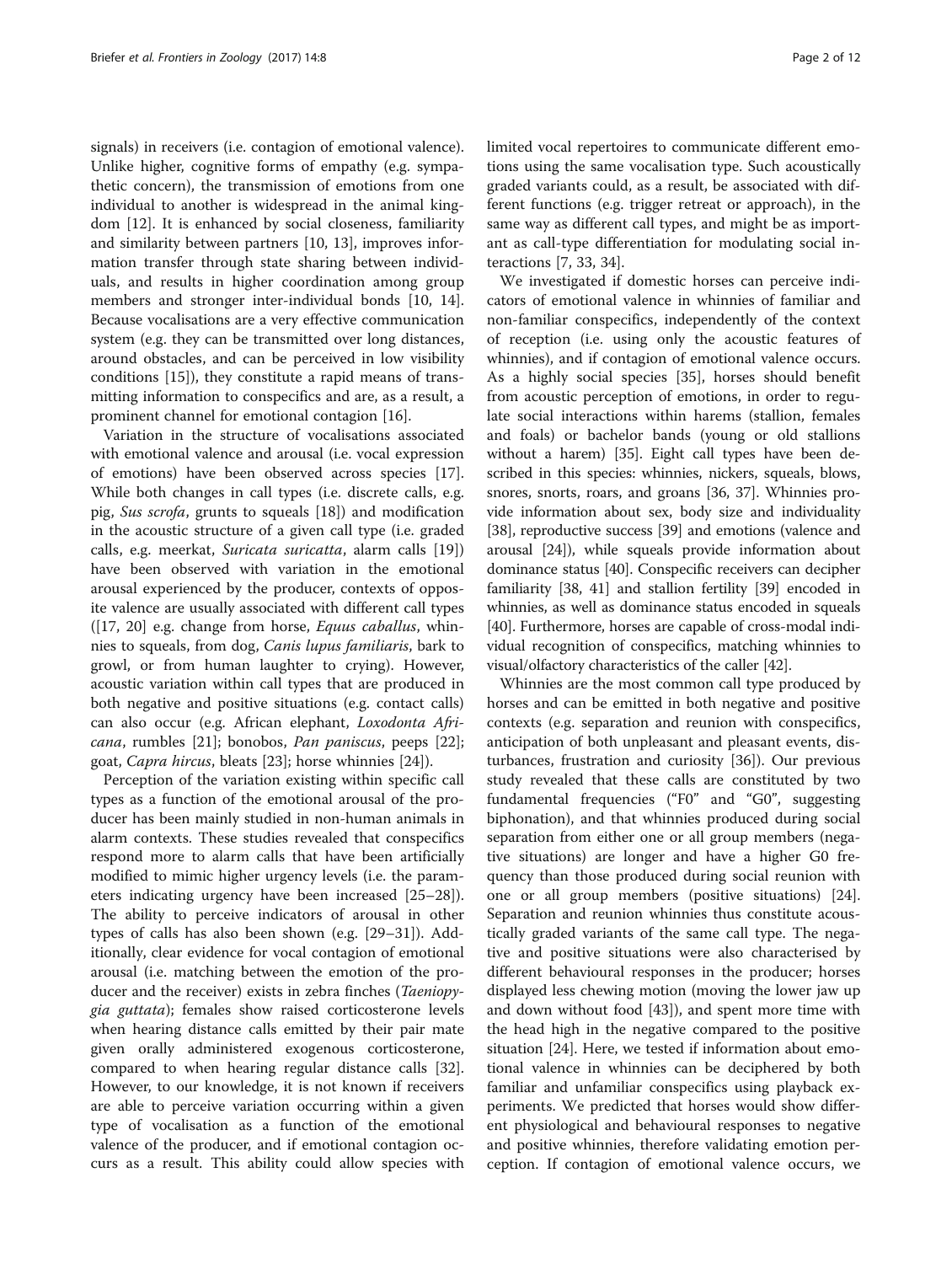signals) in receivers (i.e. contagion of emotional valence). Unlike higher, cognitive forms of empathy (e.g. sympathetic concern), the transmission of emotions from one individual to another is widespread in the animal kingdom [12]. It is enhanced by social closeness, familiarity and similarity between partners [10, 13], improves information transfer through state sharing between individuals, and results in higher coordination among group members and stronger inter-individual bonds [10, 14]. Because vocalisations are a very effective communication system (e.g. they can be transmitted over long distances, around obstacles, and can be perceived in low visibility conditions [15]), they constitute a rapid means of transmitting information to conspecifics and are, as a result, a prominent channel for emotional contagion [16].

Variation in the structure of vocalisations associated with emotional valence and arousal (i.e. vocal expression of emotions) have been observed across species [17]. While both changes in call types (i.e. discrete calls, e.g. pig, *Sus scrofa*, grunts to squeals [18]) and modification in the acoustic structure of a given call type (i.e. graded calls, e.g. meerkat, *Suricata suricatta*, alarm calls [19]) have been observed with variation in the emotional arousal experienced by the producer, contexts of opposite valence are usually associated with different call types ([17, 20] e.g. change from horse, *Equus caballus*, whinnies to squeals, from dog, *Canis lupus familiaris*, bark to growl, or from human laughter to crying). However, acoustic variation within call types that are produced in both negative and positive situations (e.g. contact calls) can also occur (e.g. African elephant, *Loxodonta Africana*, rumbles [21]; bonobos, *Pan paniscus*, peeps [22]; goat, *Capra hircus*, bleats [23]; horse whinnies [24]).

Perception of the variation existing within specific call types as a function of the emotional arousal of the producer has been mainly studied in non-human animals in alarm contexts. These studies revealed that conspecifics respond more to alarm calls that have been artificially modified to mimic higher urgency levels (i.e. the parameters indicating urgency have been increased [25–28]). The ability to perceive indicators of arousal in other types of calls has also been shown (e.g. [29–31]). Additionally, clear evidence for vocal contagion of emotional arousal (i.e. matching between the emotion of the producer and the receiver) exists in zebra finches (*Taeniopygia guttata*); females show raised corticosterone levels when hearing distance calls emitted by their pair mate given orally administered exogenous corticosterone, compared to when hearing regular distance calls [32]. However, to our knowledge, it is not known if receivers are able to perceive variation occurring within a given type of vocalisation as a function of the emotional valence of the producer, and if emotional contagion occurs as a result. This ability could allow species with limited vocal repertoires to communicate different emotions using the same vocalisation type. Such acoustically graded variants could, as a result, be associated with different functions (e.g. trigger retreat or approach), in the same way as different call types, and might be as important as call-type differentiation for modulating social interactions [7, 33, 34].

We investigated if domestic horses can perceive indicators of emotional valence in whinnies of familiar and non-familiar conspecifics, independently of the context of reception (i.e. using only the acoustic features of whinnies), and if contagion of emotional valence occurs. As a highly social species [35], horses should benefit from acoustic perception of emotions, in order to regulate social interactions within harems (stallion, females and foals) or bachelor bands (young or old stallions without a harem) [35]. Eight call types have been described in this species: whinnies, nickers, squeals, blows, snores, snorts, roars, and groans [36, 37]. Whinnies provide information about sex, body size and individuality [38], reproductive success [39] and emotions (valence and arousal [24]), while squeals provide information about dominance status [40]. Conspecific receivers can decipher familiarity [38, 41] and stallion fertility [39] encoded in whinnies, as well as dominance status encoded in squeals [40]. Furthermore, horses are capable of cross-modal individual recognition of conspecifics, matching whinnies to visual/olfactory characteristics of the caller [42].

Whinnies are the most common call type produced by horses and can be emitted in both negative and positive contexts (e.g. separation and reunion with conspecifics, anticipation of both unpleasant and pleasant events, disturbances, frustration and curiosity [36]). Our previous study revealed that these calls are constituted by two fundamental frequencies ("F0" and "G0", suggesting biphonation), and that whinnies produced during social separation from either one or all group members (negative situations) are longer and have a higher G0 frequency than those produced during social reunion with one or all group members (positive situations) [24]. Separation and reunion whinnies thus constitute acoustically graded variants of the same call type. The negative and positive situations were also characterised by different behavioural responses in the producer; horses displayed less chewing motion (moving the lower jaw up and down without food [43]), and spent more time with the head high in the negative compared to the positive situation [24]. Here, we tested if information about emotional valence in whinnies can be deciphered by both familiar and unfamiliar conspecifics using playback experiments. We predicted that horses would show different physiological and behavioural responses to negative and positive whinnies, therefore validating emotion perception. If contagion of emotional valence occurs, we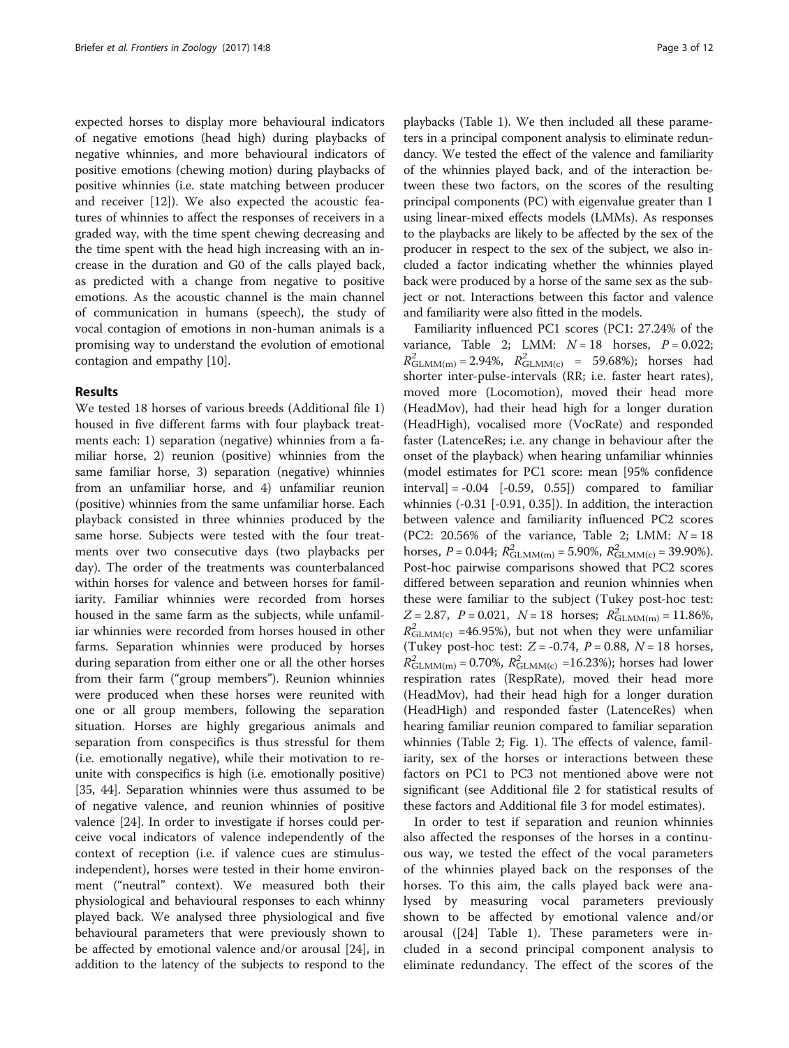expected horses to display more behavioural indicators of negative emotions (head high) during playbacks of negative whinnies, and more behavioural indicators of positive emotions (chewing motion) during playbacks of positive whinnies (i.e. state matching between producer and receiver [12]). We also expected the acoustic features of whinnies to affect the responses of receivers in a graded way, with the time spent chewing decreasing and the time spent with the head high increasing with an increase in the duration and G0 of the calls played back, as predicted with a change from negative to positive emotions. As the acoustic channel is the main channel of communication in humans (speech), the study of vocal contagion of emotions in non-human animals is a promising way to understand the evolution of emotional contagion and empathy [10].

## Results

We tested 18 horses of various breeds (Additional file 1) housed in five different farms with four playback treatments each: 1) separation (negative) whinnies from a familiar horse, 2) reunion (positive) whinnies from the same familiar horse, 3) separation (negative) whinnies from an unfamiliar horse, and 4) unfamiliar reunion (positive) whinnies from the same unfamiliar horse. Each playback consisted in three whinnies produced by the same horse. Subjects were tested with the four treatments over two consecutive days (two playbacks per day). The order of the treatments was counterbalanced within horses for valence and between horses for familiarity. Familiar whinnies were recorded from horses housed in the same farm as the subjects, while unfamiliar whinnies were recorded from horses housed in other farms. Separation whinnies were produced by horses during separation from either one or all the other horses from their farm ("group members"). Reunion whinnies were produced when these horses were reunited with one or all group members, following the separation situation. Horses are highly gregarious animals and separation from conspecifics is thus stressful for them (i.e. emotionally negative), while their motivation to reunite with conspecifics is high (i.e. emotionally positive) [35, 44]. Separation whinnies were thus assumed to be of negative valence, and reunion whinnies of positive valence [24]. In order to investigate if horses could perceive vocal indicators of valence independently of the context of reception (i.e. if valence cues are stimulus-independent), horses were tested in their home environment ("neutral" context). We measured both their physiological and behavioural responses to each whinny played back. We analysed three physiological and five behavioural parameters that were previously shown to be affected by emotional valence and/or arousal [24], in addition to the latency of the subjects to respond to the playbacks (Table 1). We then included all these parameters in a principal component analysis to eliminate redundancy. We tested the effect of the valence and familiarity of the whinnies played back, and of the interaction between these two factors, on the scores of the resulting principal components (PC) with eigenvalue greater than 1 using linear-mixed effects models (LMMs). As responses to the playbacks are likely to be affected by the sex of the producer in respect to the sex of the subject, we also included a factor indicating whether the whinnies played back were produced by a horse of the same sex as the subject or not. Interactions between this factor and valence and familiarity were also fitted in the models.

Familiarity influenced PC1 scores (PC1: 27.24% of the variance, Table 2; LMM: $N = 18$ horses, $P = 0.022$; $R^2_{GLMM(m)} = 2.94\%$, $R^2_{GLMM(c)} = 59.68\%$); horses had shorter inter-pulse-intervals (RR; i.e. faster heart rates), moved more (Locomotion), moved their head more (HeadMov), had their head high for a longer duration (HeadHigh), vocalised more (VocRate) and responded faster (LatenceRes; i.e. any change in behaviour after the onset of the playback) when hearing unfamiliar whinnies (model estimates for PC1 score: mean [95% confidence interval] = -0.04 [-0.59, 0.55]) compared to familiar whinnies (-0.31 [-0.91, 0.35]). In addition, the interaction between valence and familiarity influenced PC2 scores (PC2: 20.56% of the variance, Table 2; LMM: $N = 18$ horses, $P = 0.044$; $R^2_{GLMM(m)} = 5.90\%$, $R^2_{GLMM(c)} = 39.90\%$). Post-hoc pairwise comparisons showed that PC2 scores differed between separation and reunion whinnies when these were familiar to the subject (Tukey post-hoc test: $Z = 2.87$, $P = 0.021$, $N = 18$ horses; $R^2_{GLMM(m)} = 11.86\%$, $R^2_{GLMM(c)} = 46.95\%$), but not when they were unfamiliar (Tukey post-hoc test: $Z = -0.74$, $P = 0.88$, $N = 18$ horses, $R^2_{GLMM(m)} = 0.70\%$, $R^2_{GLMM(c)} = 16.23\%$); horses had lower respiration rates (RespRate), moved their head more (HeadMov), had their head high for a longer duration (HeadHigh) and responded faster (LatenceRes) when hearing familiar reunion compared to familiar separation whinnies (Table 2; Fig. 1). The effects of valence, familiarity, sex of the horses or interactions between these factors on PC1 to PC3 not mentioned above were not significant (see Additional file 2 for statistical results of these factors and Additional file 3 for model estimates).

In order to test if separation and reunion whinnies also affected the responses of the horses in a continuous way, we tested the effect of the vocal parameters of the whinnies played back on the responses of the horses. To this aim, the calls played back were analysed by measuring vocal parameters previously shown to be affected by emotional valence and/or arousal ([24] Table 1). These parameters were included in a second principal component analysis to eliminate redundancy. The effect of the scores of the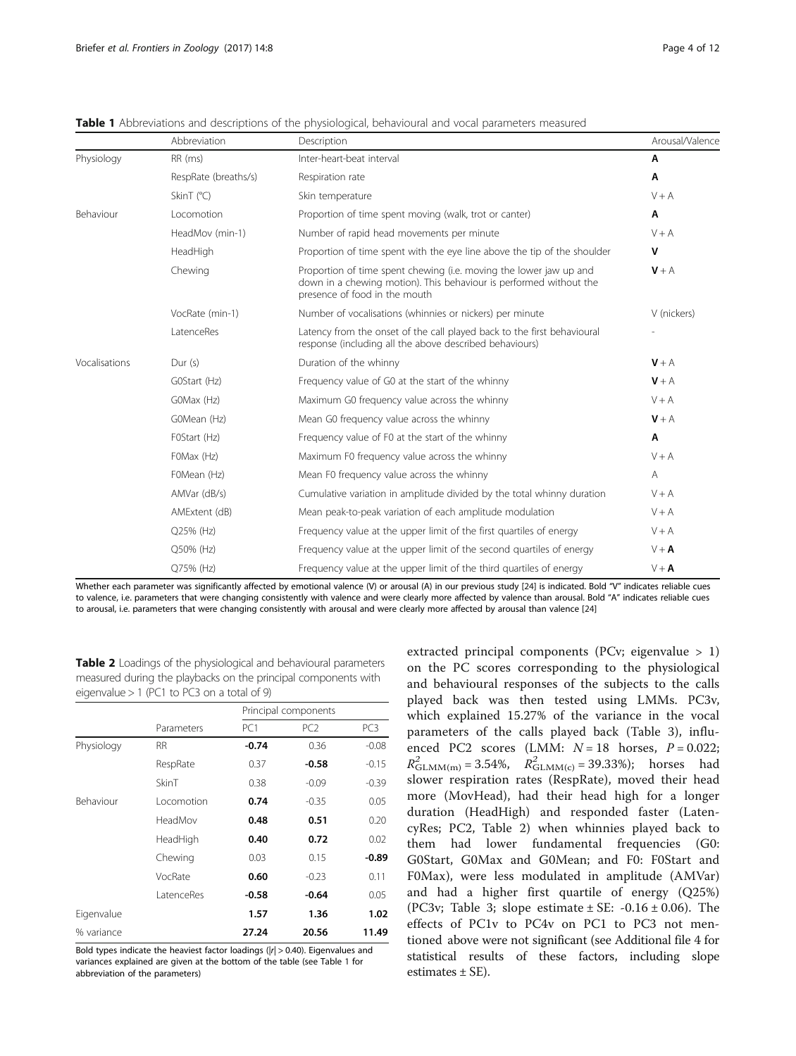**Table 1** Abbreviations and descriptions of the physiological, behavioural and vocal parameters measured

| | Abbreviation | Description | Arousal/Valence |
|---|---|---|---|
| Physiology | RR (ms) | Inter-heart-beat interval | **A** |
| | RespRate (breaths/s) | Respiration rate | **A** |
| | SkinT (°C) | Skin temperature | V + A |
| Behaviour | Locomotion | Proportion of time spent moving (walk, trot or canter) | **A** |
| | HeadMov (min-1) | Number of rapid head movements per minute | V + A |
| | HeadHigh | Proportion of time spent with the eye line above the tip of the shoulder | **V** |
| | Chewing | Proportion of time spent chewing (i.e. moving the lower jaw up and down in a chewing motion). This behaviour is performed without the presence of food in the mouth | **V** + A |
| | VocRate (min-1) | Number of vocalisations (whinnies or nickers) per minute | V (nickers) |
| | LatenceRes | Latency from the onset of the call played back to the first behavioural response (including all the above described behaviours) | - |
| Vocalisations | Dur (s) | Duration of the whinny | **V** + A |
| | G0Start (Hz) | Frequency value of G0 at the start of the whinny | **V** + A |
| | G0Max (Hz) | Maximum G0 frequency value across the whinny | V + A |
| | G0Mean (Hz) | Mean G0 frequency value across the whinny | **V** + A |
| | F0Start (Hz) | Frequency value of F0 at the start of the whinny | **A** |
| | F0Max (Hz) | Maximum F0 frequency value across the whinny | V + A |
| | F0Mean (Hz) | Mean F0 frequency value across the whinny | A |
| | AMVar (dB/s) | Cumulative variation in amplitude divided by the total whinny duration | V + A |
| | AMExtent (dB) | Mean peak-to-peak variation of each amplitude modulation | V + A |
| | Q25% (Hz) | Frequency value at the upper limit of the first quartiles of energy | V + A |
| | Q50% (Hz) | Frequency value at the upper limit of the second quartiles of energy | V + **A** |
| | Q75% (Hz) | Frequency value at the upper limit of the third quartiles of energy | V + **A** |

Whether each parameter was significantly affected by emotional valence (V) or arousal (A) in our previous study [24] is indicated. Bold "V" indicates reliable cues to valence, i.e. parameters that were changing consistently with valence and were clearly more affected by valence than arousal. Bold "A" indicates reliable cues to arousal, i.e. parameters that were changing consistently with arousal and were clearly more affected by arousal than valence [24]

**Table 2** Loadings of the physiological and behavioural parameters measured during the playbacks on the principal components with eigenvalue > 1 (PC1 to PC3 on a total of 9)

| | | Principal components | | |
|---|---|---|---|---|
| | Parameters | PC1 | PC2 | PC3 |
| Physiology | RR | **-0.74** | 0.36 | -0.08 |
| | RespRate | 0.37 | **-0.58** | -0.15 |
| | SkinT | 0.38 | -0.09 | -0.39 |
| Behaviour | Locomotion | **0.74** | -0.35 | 0.05 |
| | HeadMov | **0.48** | **0.51** | 0.20 |
| | HeadHigh | **0.40** | **0.72** | 0.02 |
| | Chewing | 0.03 | 0.15 | **-0.89** |
| | VocRate | **0.60** | -0.23 | 0.11 |
| | LatenceRes | **-0.58** | **-0.64** | 0.05 |
| Eigenvalue | | **1.57** | **1.36** | **1.02** |
| % variance | | **27.24** | **20.56** | **11.49** |

Bold types indicate the heaviest factor loadings (|r| > 0.40). Eigenvalues and variances explained are given at the bottom of the table (see Table 1 for abbreviation of the parameters)

extracted principal components (PCv; eigenvalue > 1) on the PC scores corresponding to the physiological and behavioural responses of the subjects to the calls played back was then tested using LMMs. PC3v, which explained 15.27% of the variance in the vocal parameters of the calls played back (Table 3), influenced PC2 scores (LMM: $N = 18$ horses, $P = 0.022$; $R^2_{GLMM(m)} = 3.54\%$, $R^2_{GLMM(c)} = 39.33\%$); horses had slower respiration rates (RespRate), moved their head more (MovHead), had their head high for a longer duration (HeadHigh) and responded faster (LatencyRes; PC2, Table 2) when whinnies played back to them had lower fundamental frequencies (G0: G0Start, G0Max and G0Mean; and F0: F0Start and F0Max), were less modulated in amplitude (AMVar) and had a higher first quartile of energy (Q25%) (PC3v; Table 3; slope estimate ± SE: -0.16 ± 0.06). The effects of PC1v to PC4v on PC1 to PC3 not mentioned above were not significant (see Additional file 4 for statistical results of these factors, including slope estimates ± SE).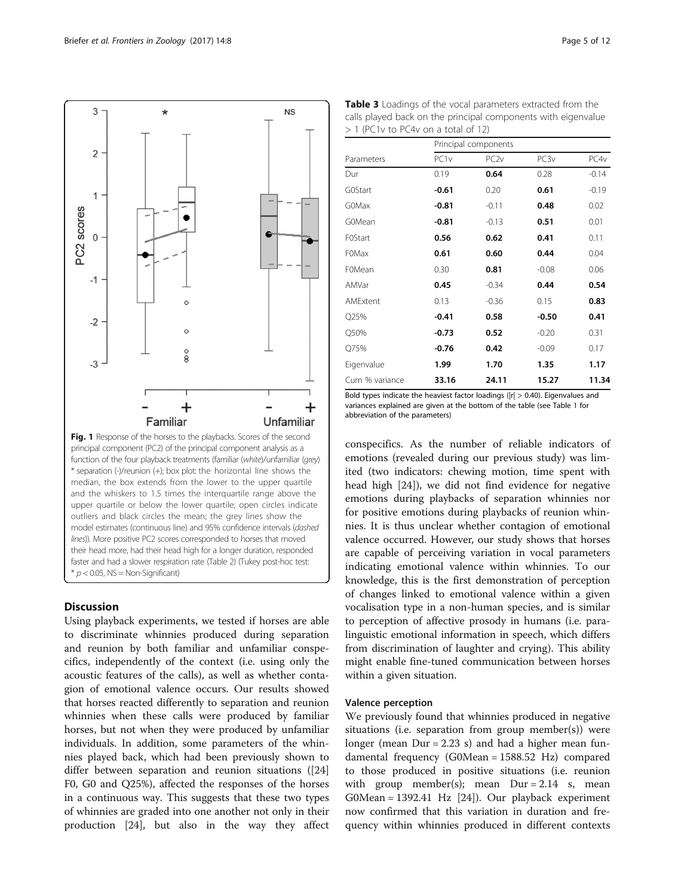Fig. 1 Response of the horses to the playbacks. Scores of the second principal component (PC2) of the principal component analysis as a function of the four playback treatments (familiar (*white*)/unfamiliar (*grey*) * separation (-)/reunion (+); box plot: the horizontal line shows the median, the box extends from the lower to the upper quartile and the whiskers to 1.5 times the interquartile range above the upper quartile or below the lower quartile; open circles indicate outliers and black circles the mean; the grey lines show the model estimates (continuous line) and 95% confidence intervals (*dashed lines*)). More positive PC2 scores corresponded to horses that moved their head more, had their head high for a longer duration, responded faster and had a slower respiration rate (Table 2) (Tukey post-hoc test: * $p < 0.05$, NS = Non-Significant)

**Table 3** Loadings of the vocal parameters extracted from the calls played back on the principal components with eigenvalue > 1 (PC1v to PC4v on a total of 12)

| | Principal components | | | |
|---|---|---|---|---|
| Parameters | PC1v | PC2v | PC3v | PC4v |
| Dur | 0.19 | **0.64** | 0.28 | -0.14 |
| G0Start | **-0.61** | 0.20 | **0.61** | -0.19 |
| G0Max | **-0.81** | -0.11 | **0.48** | 0.02 |
| G0Mean | **-0.81** | -0.13 | **0.51** | 0.01 |
| F0Start | **0.56** | **0.62** | **0.41** | 0.11 |
| F0Max | **0.61** | **0.60** | **0.44** | 0.04 |
| F0Mean | 0.30 | **0.81** | -0.08 | 0.06 |
| AMVar | **0.45** | -0.34 | **0.44** | **0.54** |
| AMExtent | 0.13 | -0.36 | 0.15 | **0.83** |
| Q25% | **-0.41** | **0.58** | **-0.50** | **0.41** |
| Q50% | **-0.73** | **0.52** | -0.20 | 0.31 |
| Q75% | **-0.76** | **0.42** | -0.09 | 0.17 |
| Eigenvalue | **1.99** | **1.70** | **1.35** | **1.17** |
| Cum % variance | **33.16** | **24.11** | **15.27** | **11.34** |

Bold types indicate the heaviest factor loadings (|r| > 0.40). Eigenvalues and variances explained are given at the bottom of the table (see Table 1 for abbreviation of the parameters)

## Discussion

Using playback experiments, we tested if horses are able to discriminate whinnies produced during separation and reunion by both familiar and unfamiliar conspecifics, independently of the context (i.e. using only the acoustic features of the calls), as well as whether contagion of emotional valence occurs. Our results showed that horses reacted differently to separation and reunion whinnies when these calls were produced by familiar horses, but not when they were produced by unfamiliar individuals. In addition, some parameters of the whinnies played back, which had been previously shown to differ between separation and reunion situations ([24] F0, G0 and Q25%), affected the responses of the horses in a continuous way. This suggests that these two types of whinnies are graded into one another not only in their production [24], but also in the way they affect conspecifics. As the number of reliable indicators of emotions (revealed during our previous study) was limited (two indicators: chewing motion, time spent with head high [24]), we did not find evidence for negative emotions during playbacks of separation whinnies nor for positive emotions during playbacks of reunion whinnies. It is thus unclear whether contagion of emotional valence occurred. However, our study shows that horses are capable of perceiving variation in vocal parameters indicating emotional valence within whinnies. To our knowledge, this is the first demonstration of perception of changes linked to emotional valence within a given vocalisation type in a non-human species, and is similar to perception of affective prosody in humans (i.e. paralinguistic emotional information in speech, which differs from discrimination of laughter and crying). This ability might enable fine-tuned communication between horses within a given situation.

### Valence perception

We previously found that whinnies produced in negative situations (i.e. separation from group member(s)) were longer (mean Dur = 2.23 s) and had a higher mean fundamental frequency (G0Mean = 1588.52 Hz) compared to those produced in positive situations (i.e. reunion with group member(s); mean Dur = 2.14 s, mean G0Mean = 1392.41 Hz [24]). Our playback experiment now confirmed that this variation in duration and frequency within whinnies produced in different contexts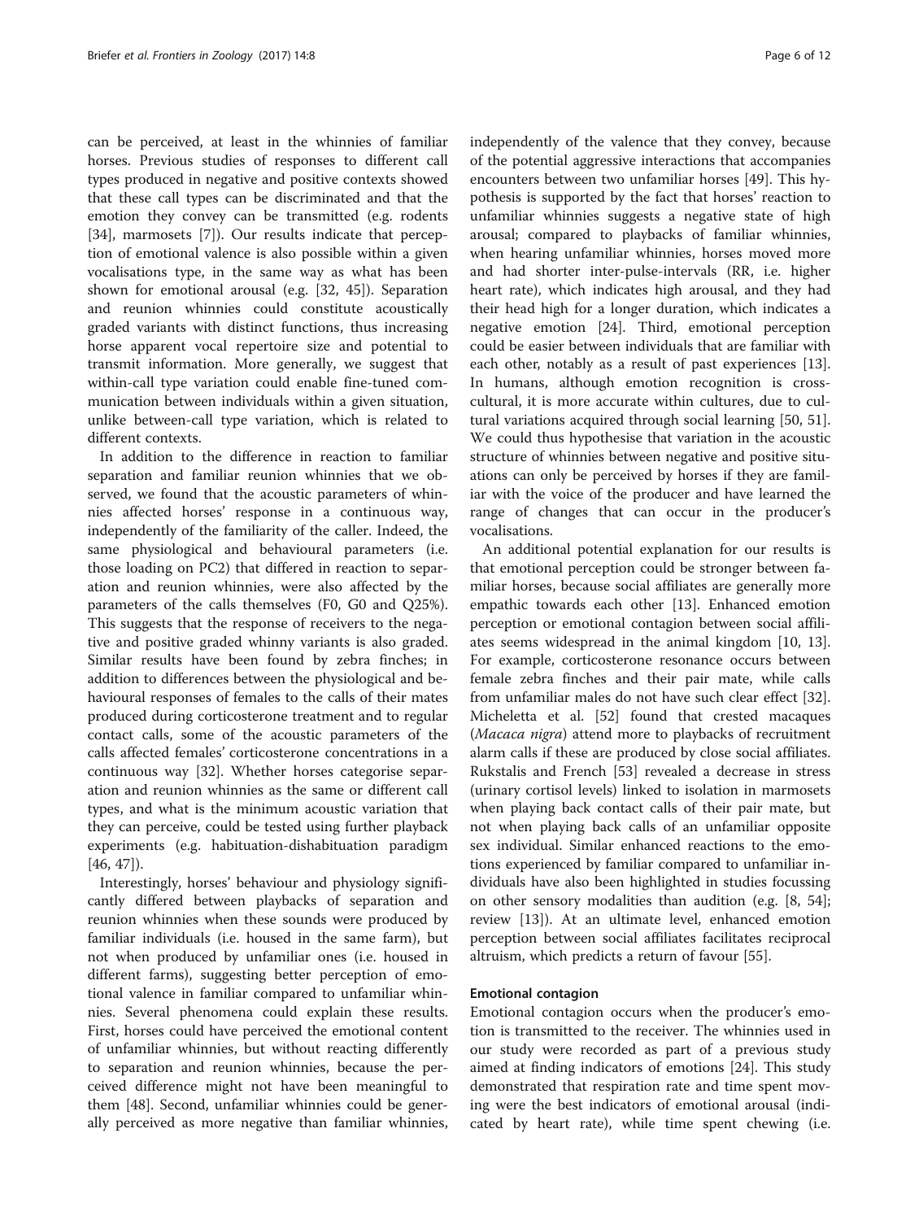can be perceived, at least in the whinnies of familiar horses. Previous studies of responses to different call types produced in negative and positive contexts showed that these call types can be discriminated and that the emotion they convey can be transmitted (e.g. rodents [34], marmosets [7]). Our results indicate that perception of emotional valence is also possible within a given vocalisations type, in the same way as what has been shown for emotional arousal (e.g. [32, 45]). Separation and reunion whinnies could constitute acoustically graded variants with distinct functions, thus increasing horse apparent vocal repertoire size and potential to transmit information. More generally, we suggest that within-call type variation could enable fine-tuned communication between individuals within a given situation, unlike between-call type variation, which is related to different contexts.

In addition to the difference in reaction to familiar separation and familiar reunion whinnies that we observed, we found that the acoustic parameters of whinnies affected horses' response in a continuous way, independently of the familiarity of the caller. Indeed, the same physiological and behavioural parameters (i.e. those loading on PC2) that differed in reaction to separation and reunion whinnies, were also affected by the parameters of the calls themselves (F0, G0 and Q25%). This suggests that the response of receivers to the negative and positive graded whinny variants is also graded. Similar results have been found by zebra finches; in addition to differences between the physiological and behavioural responses of females to the calls of their mates produced during corticosterone treatment and to regular contact calls, some of the acoustic parameters of the calls affected females' corticosterone concentrations in a continuous way [32]. Whether horses categorise separation and reunion whinnies as the same or different call types, and what is the minimum acoustic variation that they can perceive, could be tested using further playback experiments (e.g. habituation-dishabituation paradigm [46, 47]).

Interestingly, horses' behaviour and physiology significantly differed between playbacks of separation and reunion whinnies when these sounds were produced by familiar individuals (i.e. housed in the same farm), but not when produced by unfamiliar ones (i.e. housed in different farms), suggesting better perception of emotional valence in familiar compared to unfamiliar whinnies. Several phenomena could explain these results. First, horses could have perceived the emotional content of unfamiliar whinnies, but without reacting differently to separation and reunion whinnies, because the perceived difference might not have been meaningful to them [48]. Second, unfamiliar whinnies could be generally perceived as more negative than familiar whinnies, independently of the valence that they convey, because of the potential aggressive interactions that accompanies encounters between two unfamiliar horses [49]. This hypothesis is supported by the fact that horses' reaction to unfamiliar whinnies suggests a negative state of high arousal; compared to playbacks of familiar whinnies, when hearing unfamiliar whinnies, horses moved more and had shorter inter-pulse-intervals (RR, i.e. higher heart rate), which indicates high arousal, and they had their head high for a longer duration, which indicates a negative emotion [24]. Third, emotional perception could be easier between individuals that are familiar with each other, notably as a result of past experiences [13]. In humans, although emotion recognition is cross-cultural, it is more accurate within cultures, due to cultural variations acquired through social learning [50, 51]. We could thus hypothesise that variation in the acoustic structure of whinnies between negative and positive situations can only be perceived by horses if they are familiar with the voice of the producer and have learned the range of changes that can occur in the producer's vocalisations.

An additional potential explanation for our results is that emotional perception could be stronger between familiar horses, because social affiliates are generally more empathic towards each other [13]. Enhanced emotion perception or emotional contagion between social affiliates seems widespread in the animal kingdom [10, 13]. For example, corticosterone resonance occurs between female zebra finches and their pair mate, while calls from unfamiliar males do not have such clear effect [32]. Micheletta et al. [52] found that crested macaques (*Macaca nigra*) attend more to playbacks of recruitment alarm calls if these are produced by close social affiliates. Rukstalis and French [53] revealed a decrease in stress (urinary cortisol levels) linked to isolation in marmosets when playing back contact calls of their pair mate, but not when playing back calls of an unfamiliar opposite sex individual. Similar enhanced reactions to the emotions experienced by familiar compared to unfamiliar individuals have also been highlighted in studies focussing on other sensory modalities than audition (e.g. [8, 54]; review [13]). At an ultimate level, enhanced emotion perception between social affiliates facilitates reciprocal altruism, which predicts a return of favour [55].

#### Emotional contagion

Emotional contagion occurs when the producer's emotion is transmitted to the receiver. The whinnies used in our study were recorded as part of a previous study aimed at finding indicators of emotions [24]. This study demonstrated that respiration rate and time spent moving were the best indicators of emotional arousal (indicated by heart rate), while time spent chewing (i.e.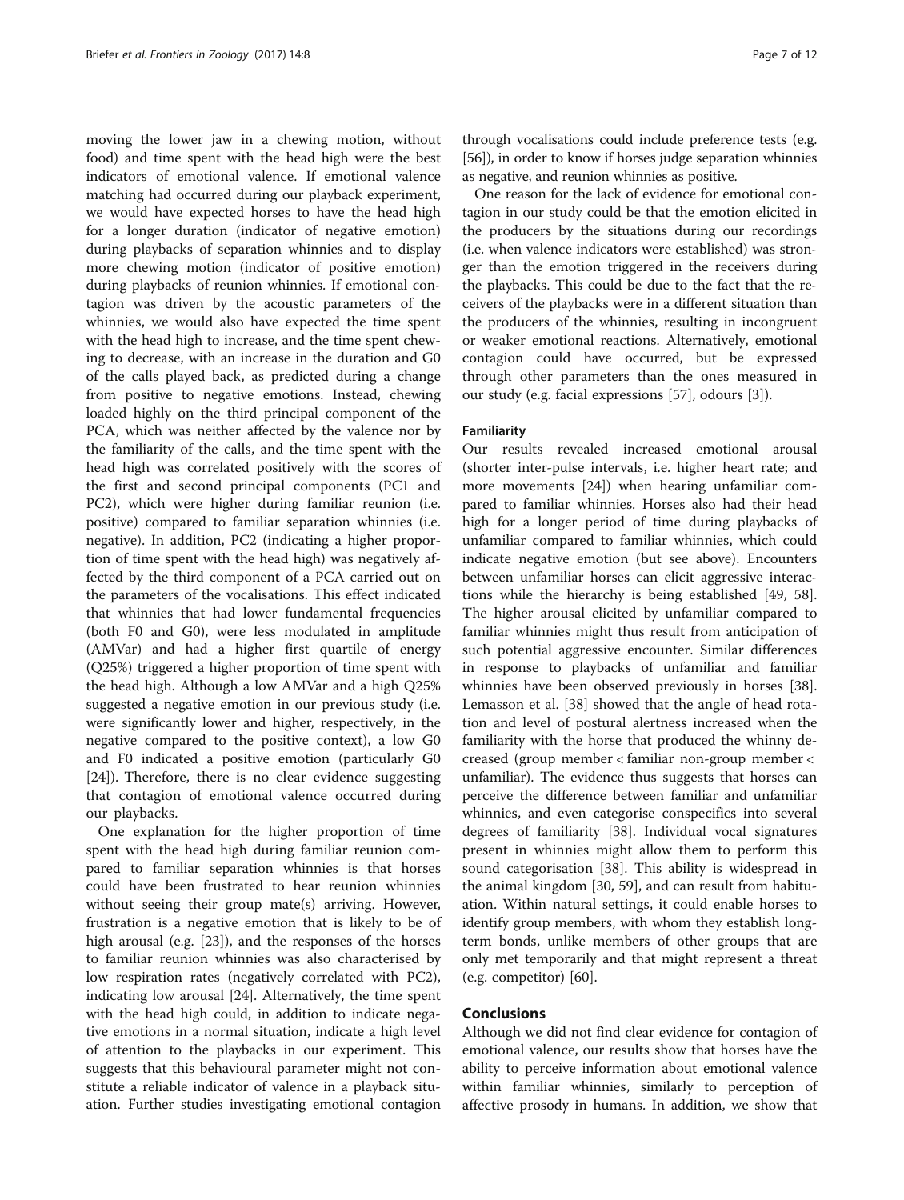moving the lower jaw in a chewing motion, without food) and time spent with the head high were the best indicators of emotional valence. If emotional valence matching had occurred during our playback experiment, we would have expected horses to have the head high for a longer duration (indicator of negative emotion) during playbacks of separation whinnies and to display more chewing motion (indicator of positive emotion) during playbacks of reunion whinnies. If emotional contagion was driven by the acoustic parameters of the whinnies, we would also have expected the time spent with the head high to increase, and the time spent chewing to decrease, with an increase in the duration and G0 of the calls played back, as predicted during a change from positive to negative emotions. Instead, chewing loaded highly on the third principal component of the PCA, which was neither affected by the valence nor by the familiarity of the calls, and the time spent with the head high was correlated positively with the scores of the first and second principal components (PC1 and PC2), which were higher during familiar reunion (i.e. positive) compared to familiar separation whinnies (i.e. negative). In addition, PC2 (indicating a higher proportion of time spent with the head high) was negatively affected by the third component of a PCA carried out on the parameters of the vocalisations. This effect indicated that whinnies that had lower fundamental frequencies (both F0 and G0), were less modulated in amplitude (AMVar) and had a higher first quartile of energy (Q25%) triggered a higher proportion of time spent with the head high. Although a low AMVar and a high Q25% suggested a negative emotion in our previous study (i.e. were significantly lower and higher, respectively, in the negative compared to the positive context), a low G0 and F0 indicated a positive emotion (particularly G0 [24]). Therefore, there is no clear evidence suggesting that contagion of emotional valence occurred during our playbacks.

One explanation for the higher proportion of time spent with the head high during familiar reunion compared to familiar separation whinnies is that horses could have been frustrated to hear reunion whinnies without seeing their group mate(s) arriving. However, frustration is a negative emotion that is likely to be of high arousal (e.g. [23]), and the responses of the horses to familiar reunion whinnies was also characterised by low respiration rates (negatively correlated with PC2), indicating low arousal [24]. Alternatively, the time spent with the head high could, in addition to indicate negative emotions in a normal situation, indicate a high level of attention to the playbacks in our experiment. This suggests that this behavioural parameter might not constitute a reliable indicator of valence in a playback situation. Further studies investigating emotional contagion through vocalisations could include preference tests (e.g. [56]), in order to know if horses judge separation whinnies as negative, and reunion whinnies as positive.

One reason for the lack of evidence for emotional contagion in our study could be that the emotion elicited in the producers by the situations during our recordings (i.e. when valence indicators were established) was stronger than the emotion triggered in the receivers during the playbacks. This could be due to the fact that the receivers of the playbacks were in a different situation than the producers of the whinnies, resulting in incongruent or weaker emotional reactions. Alternatively, emotional contagion could have occurred, but be expressed through other parameters than the ones measured in our study (e.g. facial expressions [57], odours [3]).

#### Familiarity

Our results revealed increased emotional arousal (shorter inter-pulse intervals, i.e. higher heart rate; and more movements [24]) when hearing unfamiliar compared to familiar whinnies. Horses also had their head high for a longer period of time during playbacks of unfamiliar compared to familiar whinnies, which could indicate negative emotion (but see above). Encounters between unfamiliar horses can elicit aggressive interactions while the hierarchy is being established [49, 58]. The higher arousal elicited by unfamiliar compared to familiar whinnies might thus result from anticipation of such potential aggressive encounter. Similar differences in response to playbacks of unfamiliar and familiar whinnies have been observed previously in horses [38]. Lemasson et al. [38] showed that the angle of head rotation and level of postural alertness increased when the familiarity with the horse that produced the whinny decreased (group member < familiar non-group member < unfamiliar). The evidence thus suggests that horses can perceive the difference between familiar and unfamiliar whinnies, and even categorise conspecifics into several degrees of familiarity [38]. Individual vocal signatures present in whinnies might allow them to perform this sound categorisation [38]. This ability is widespread in the animal kingdom [30, 59], and can result from habituation. Within natural settings, it could enable horses to identify group members, with whom they establish long-term bonds, unlike members of other groups that are only met temporarily and that might represent a threat (e.g. competitor) [60].

## Conclusions

Although we did not find clear evidence for contagion of emotional valence, our results show that horses have the ability to perceive information about emotional valence within familiar whinnies, similarly to perception of affective prosody in humans. In addition, we show that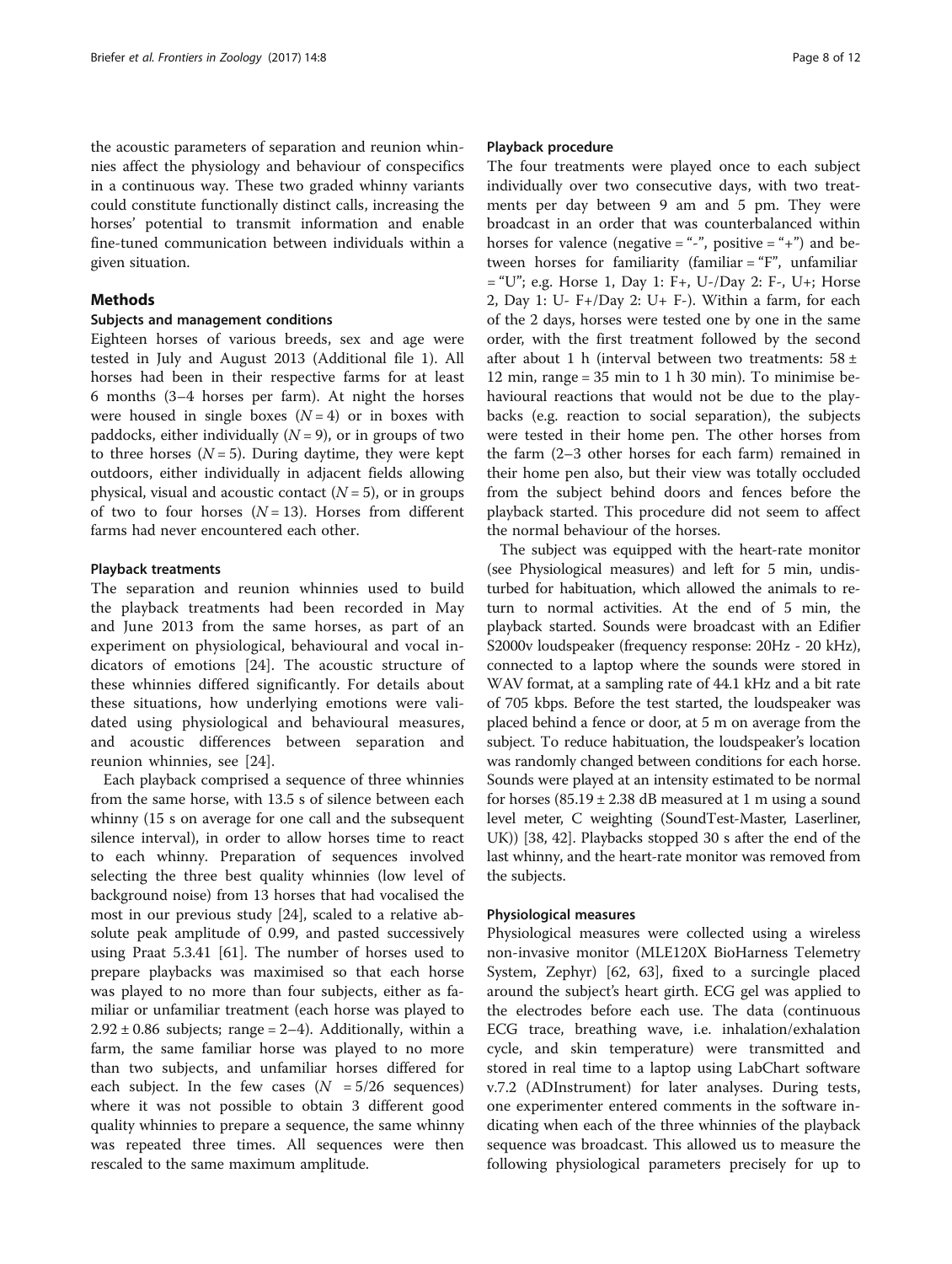the acoustic parameters of separation and reunion whinnies affect the physiology and behaviour of conspecifics in a continuous way. These two graded whinny variants could constitute functionally distinct calls, increasing the horses' potential to transmit information and enable fine-tuned communication between individuals within a given situation.

## Methods

### Subjects and management conditions

Eighteen horses of various breeds, sex and age were tested in July and August 2013 (Additional file 1). All horses had been in their respective farms for at least 6 months (3–4 horses per farm). At night the horses were housed in single boxes ($N = 4$) or in boxes with paddocks, either individually ($N = 9$), or in groups of two to three horses ($N = 5$). During daytime, they were kept outdoors, either individually in adjacent fields allowing physical, visual and acoustic contact ($N = 5$), or in groups of two to four horses ($N = 13$). Horses from different farms had never encountered each other.

### Playback treatments

The separation and reunion whinnies used to build the playback treatments had been recorded in May and June 2013 from the same horses, as part of an experiment on physiological, behavioural and vocal indicators of emotions [24]. The acoustic structure of these whinnies differed significantly. For details about these situations, how underlying emotions were validated using physiological and behavioural measures, and acoustic differences between separation and reunion whinnies, see [24].

Each playback comprised a sequence of three whinnies from the same horse, with 13.5 s of silence between each whinny (15 s on average for one call and the subsequent silence interval), in order to allow horses time to react to each whinny. Preparation of sequences involved selecting the three best quality whinnies (low level of background noise) from 13 horses that had vocalised the most in our previous study [24], scaled to a relative absolute peak amplitude of 0.99, and pasted successively using Praat 5.3.41 [61]. The number of horses used to prepare playbacks was maximised so that each horse was played to no more than four subjects, either as familiar or unfamiliar treatment (each horse was played to $2.92 \pm 0.86$ subjects; range = 2–4). Additionally, within a farm, the same familiar horse was played to no more than two subjects, and unfamiliar horses differed for each subject. In the few cases ($N = 5/26$ sequences) where it was not possible to obtain 3 different good quality whinnies to prepare a sequence, the same whinny was repeated three times. All sequences were then rescaled to the same maximum amplitude.

### Playback procedure

The four treatments were played once to each subject individually over two consecutive days, with two treatments per day between 9 am and 5 pm. They were broadcast in an order that was counterbalanced within horses for valence (negative = "-", positive = "+") and between horses for familiarity (familiar = "F", unfamiliar = "U"; e.g. Horse 1, Day 1: F+, U-/Day 2: F-, U+; Horse 2, Day 1: U- F+/Day 2: U+ F-). Within a farm, for each of the 2 days, horses were tested one by one in the same order, with the first treatment followed by the second after about 1 h (interval between two treatments: $58 \pm 12$ min, range = 35 min to 1 h 30 min). To minimise behavioural reactions that would not be due to the playbacks (e.g. reaction to social separation), the subjects were tested in their home pen. The other horses from the farm (2–3 other horses for each farm) remained in their home pen also, but their view was totally occluded from the subject behind doors and fences before the playback started. This procedure did not seem to affect the normal behaviour of the horses.

The subject was equipped with the heart-rate monitor (see Physiological measures) and left for 5 min, undisturbed for habituation, which allowed the animals to return to normal activities. At the end of 5 min, the playback started. Sounds were broadcast with an Edifier S2000v loudspeaker (frequency response: 20Hz - 20 kHz), connected to a laptop where the sounds were stored in WAV format, at a sampling rate of 44.1 kHz and a bit rate of 705 kbps. Before the test started, the loudspeaker was placed behind a fence or door, at 5 m on average from the subject. To reduce habituation, the loudspeaker's location was randomly changed between conditions for each horse. Sounds were played at an intensity estimated to be normal for horses ($85.19 \pm 2.38$ dB measured at 1 m using a sound level meter, C weighting (SoundTest-Master, Laserliner, UK)) [38, 42]. Playbacks stopped 30 s after the end of the last whinny, and the heart-rate monitor was removed from the subjects.

### Physiological measures

Physiological measures were collected using a wireless non-invasive monitor (MLE120X BioHarness Telemetry System, Zephyr) [62, 63], fixed to a surcingle placed around the subject's heart girth. ECG gel was applied to the electrodes before each use. The data (continuous ECG trace, breathing wave, i.e. inhalation/exhalation cycle, and skin temperature) were transmitted and stored in real time to a laptop using LabChart software v.7.2 (ADInstrument) for later analyses. During tests, one experimenter entered comments in the software indicating when each of the three whinnies of the playback sequence was broadcast. This allowed us to measure the following physiological parameters precisely for up to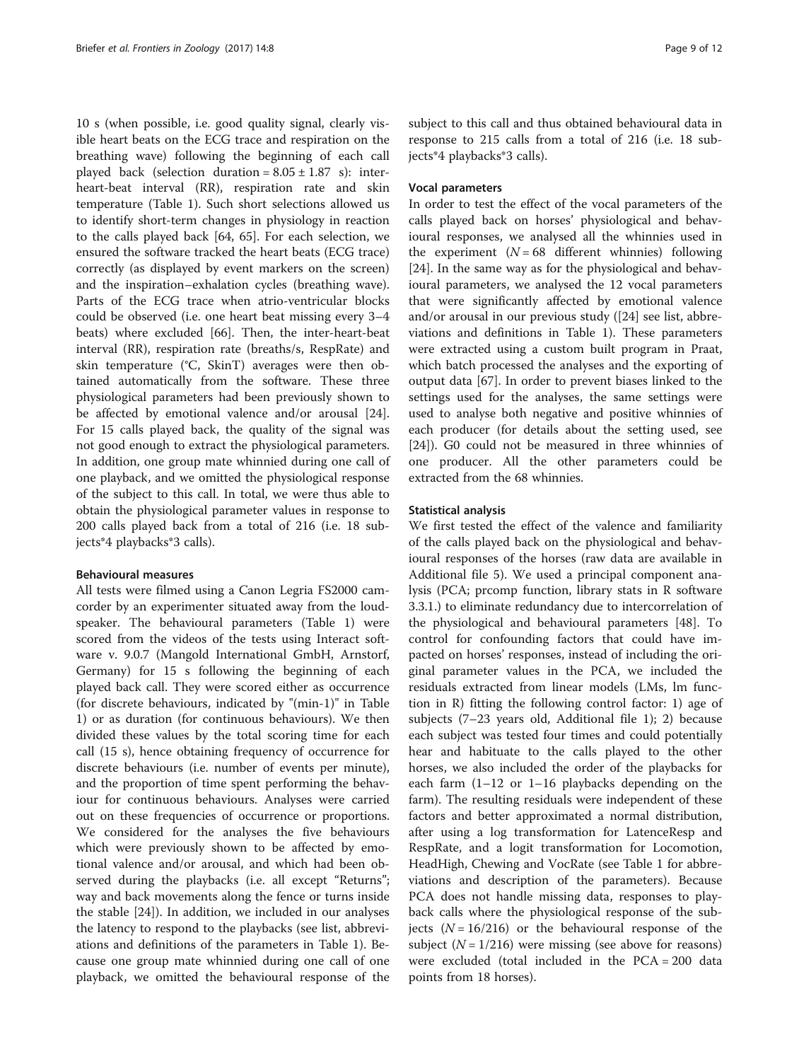10 s (when possible, i.e. good quality signal, clearly visible heart beats on the ECG trace and respiration on the breathing wave) following the beginning of each call played back (selection duration = 8.05 ± 1.87 s): inter-heart-beat interval (RR), respiration rate and skin temperature (Table 1). Such short selections allowed us to identify short-term changes in physiology in reaction to the calls played back [64, 65]. For each selection, we ensured the software tracked the heart beats (ECG trace) correctly (as displayed by event markers on the screen) and the inspiration–exhalation cycles (breathing wave). Parts of the ECG trace when atrio-ventricular blocks could be observed (i.e. one heart beat missing every 3–4 beats) where excluded [66]. Then, the inter-heart-beat interval (RR), respiration rate (breaths/s, RespRate) and skin temperature (°C, SkinT) averages were then obtained automatically from the software. These three physiological parameters had been previously shown to be affected by emotional valence and/or arousal [24]. For 15 calls played back, the quality of the signal was not good enough to extract the physiological parameters. In addition, one group mate whinnied during one call of one playback, and we omitted the physiological response of the subject to this call. In total, we were thus able to obtain the physiological parameter values in response to 200 calls played back from a total of 216 (i.e. 18 subjects*4 playbacks*3 calls).

#### Behavioural measures

All tests were filmed using a Canon Legria FS2000 camcorder by an experimenter situated away from the loudspeaker. The behavioural parameters (Table 1) were scored from the videos of the tests using Interact software v. 9.0.7 (Mangold International GmbH, Arnstorf, Germany) for 15 s following the beginning of each played back call. They were scored either as occurrence (for discrete behaviours, indicated by "(min-1)" in Table 1) or as duration (for continuous behaviours). We then divided these values by the total scoring time for each call (15 s), hence obtaining frequency of occurrence for discrete behaviours (i.e. number of events per minute), and the proportion of time spent performing the behaviour for continuous behaviours. Analyses were carried out on these frequencies of occurrence or proportions. We considered for the analyses the five behaviours which were previously shown to be affected by emotional valence and/or arousal, and which had been observed during the playbacks (i.e. all except "Returns"; way and back movements along the fence or turns inside the stable [24]). In addition, we included in our analyses the latency to respond to the playbacks (see list, abbreviations and definitions of the parameters in Table 1). Because one group mate whinnied during one call of one playback, we omitted the behavioural response of the subject to this call and thus obtained behavioural data in response to 215 calls from a total of 216 (i.e. 18 subjects*4 playbacks*3 calls).

#### Vocal parameters

In order to test the effect of the vocal parameters of the calls played back on horses' physiological and behavioural responses, we analysed all the whinnies used in the experiment ($N = 68$ different whinnies) following [24]. In the same way as for the physiological and behavioural parameters, we analysed the 12 vocal parameters that were significantly affected by emotional valence and/or arousal in our previous study ([24] see list, abbreviations and definitions in Table 1). These parameters were extracted using a custom built program in Praat, which batch processed the analyses and the exporting of output data [67]. In order to prevent biases linked to the settings used for the analyses, the same settings were used to analyse both negative and positive whinnies of each producer (for details about the setting used, see [24]). G0 could not be measured in three whinnies of one producer. All the other parameters could be extracted from the 68 whinnies.

#### Statistical analysis

We first tested the effect of the valence and familiarity of the calls played back on the physiological and behavioural responses of the horses (raw data are available in Additional file 5). We used a principal component analysis (PCA; prcomp function, library stats in R software 3.3.1.) to eliminate redundancy due to intercorrelation of the physiological and behavioural parameters [48]. To control for confounding factors that could have impacted on horses' responses, instead of including the original parameter values in the PCA, we included the residuals extracted from linear models (LMs, lm function in R) fitting the following control factor: 1) age of subjects (7–23 years old, Additional file 1); 2) because each subject was tested four times and could potentially hear and habituate to the calls played to the other horses, we also included the order of the playbacks for each farm (1–12 or 1–16 playbacks depending on the farm). The resulting residuals were independent of these factors and better approximated a normal distribution, after using a log transformation for LatenceResp and RespRate, and a logit transformation for Locomotion, HeadHigh, Chewing and VocRate (see Table 1 for abbreviations and description of the parameters). Because PCA does not handle missing data, responses to playback calls where the physiological response of the subjects ($N = 16/216$) or the behavioural response of the subject ($N = 1/216$) were missing (see above for reasons) were excluded (total included in the PCA = 200 data points from 18 horses).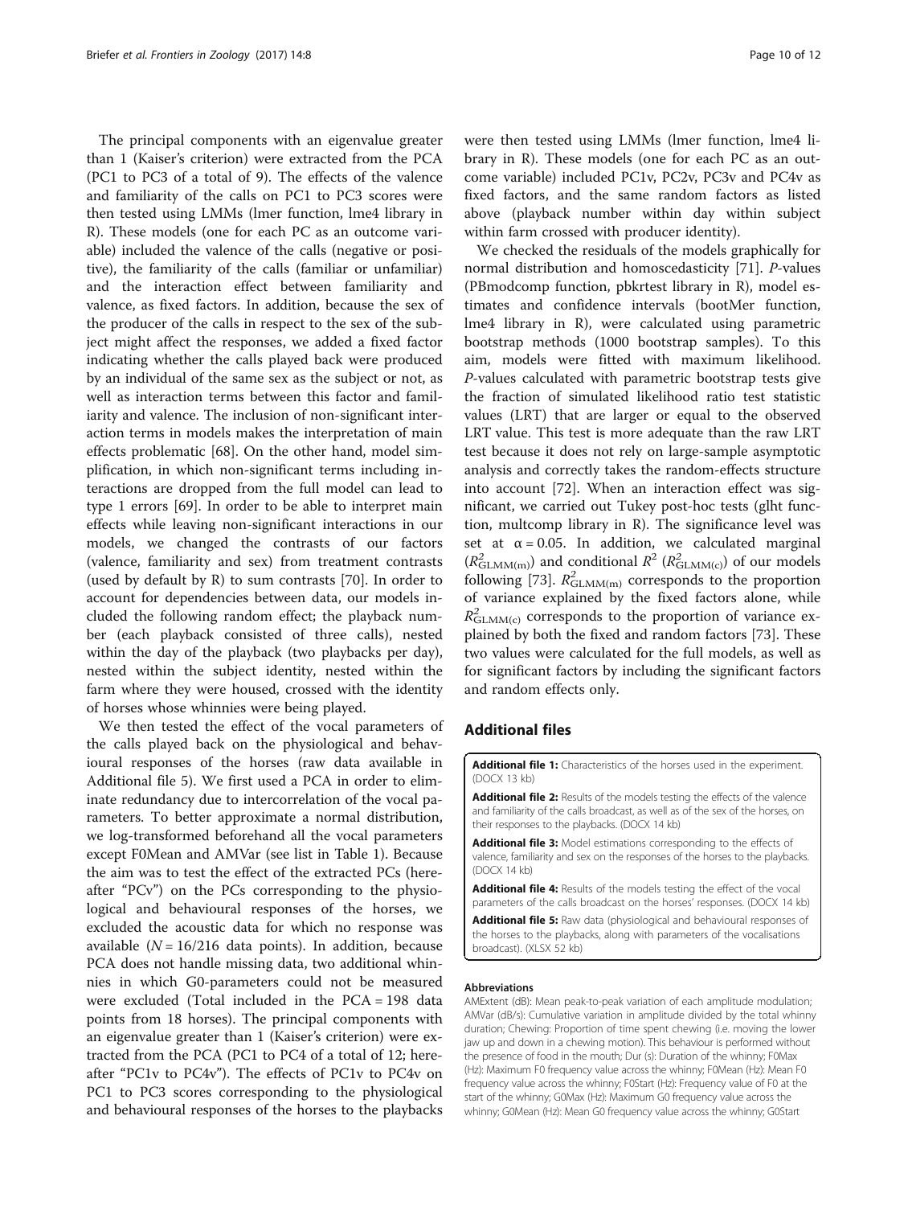The principal components with an eigenvalue greater than 1 (Kaiser's criterion) were extracted from the PCA (PC1 to PC3 of a total of 9). The effects of the valence and familiarity of the calls on PC1 to PC3 scores were then tested using LMMs (lmer function, lme4 library in R). These models (one for each PC as an outcome variable) included the valence of the calls (negative or positive), the familiarity of the calls (familiar or unfamiliar) and the interaction effect between familiarity and valence, as fixed factors. In addition, because the sex of the producer of the calls in respect to the sex of the subject might affect the responses, we added a fixed factor indicating whether the calls played back were produced by an individual of the same sex as the subject or not, as well as interaction terms between this factor and familiarity and valence. The inclusion of non-significant interaction terms in models makes the interpretation of main effects problematic [68]. On the other hand, model simplification, in which non-significant terms including interactions are dropped from the full model can lead to type 1 errors [69]. In order to be able to interpret main effects while leaving non-significant interactions in our models, we changed the contrasts of our factors (valence, familiarity and sex) from treatment contrasts (used by default by R) to sum contrasts [70]. In order to account for dependencies between data, our models included the following random effect; the playback number (each playback consisted of three calls), nested within the day of the playback (two playbacks per day), nested within the subject identity, nested within the farm where they were housed, crossed with the identity of horses whose whinnies were being played.

We then tested the effect of the vocal parameters of the calls played back on the physiological and behavioural responses of the horses (raw data available in Additional file 5). We first used a PCA in order to eliminate redundancy due to intercorrelation of the vocal parameters. To better approximate a normal distribution, we log-transformed beforehand all the vocal parameters except F0Mean and AMVar (see list in Table 1). Because the aim was to test the effect of the extracted PCs (hereafter "PCv") on the PCs corresponding to the physiological and behavioural responses of the horses, we excluded the acoustic data for which no response was available ($N = 16/216$ data points). In addition, because PCA does not handle missing data, two additional whinnies in which G0-parameters could not be measured were excluded (Total included in the PCA = 198 data points from 18 horses). The principal components with an eigenvalue greater than 1 (Kaiser's criterion) were extracted from the PCA (PC1 to PC4 of a total of 12; hereafter "PC1v to PC4v"). The effects of PC1v to PC4v on PC1 to PC3 scores corresponding to the physiological and behavioural responses of the horses to the playbacks were then tested using LMMs (lmer function, lme4 library in R). These models (one for each PC as an outcome variable) included PC1v, PC2v, PC3v and PC4v as fixed factors, and the same random factors as listed above (playback number within day within subject within farm crossed with producer identity).

We checked the residuals of the models graphically for normal distribution and homoscedasticity [71]. *P*-values (PBmodcomp function, pbkrtest library in R), model estimates and confidence intervals (bootMer function, lme4 library in R), were calculated using parametric bootstrap methods (1000 bootstrap samples). To this aim, models were fitted with maximum likelihood. *P*-values calculated with parametric bootstrap tests give the fraction of simulated likelihood ratio test statistic values (LRT) that are larger or equal to the observed LRT value. This test is more adequate than the raw LRT test because it does not rely on large-sample asymptotic analysis and correctly takes the random-effects structure into account [72]. When an interaction effect was significant, we carried out Tukey post-hoc tests (glht function, multcomp library in R). The significance level was set at $\alpha = 0.05$. In addition, we calculated marginal ($R^2_{GLMM(m)}$) and conditional $R^2$ ($R^2_{GLMM(c)}$) of our models following [73]. $R^2_{GLMM(m)}$ corresponds to the proportion of variance explained by the fixed factors alone, while $R^2_{GLMM(c)}$ corresponds to the proportion of variance explained by both the fixed and random factors [73]. These two values were calculated for the full models, as well as for significant factors by including the significant factors and random effects only.

## Additional files

**Additional file 1:** Characteristics of the horses used in the experiment. (DOCX 13 kb)

**Additional file 2:** Results of the models testing the effects of the valence and familiarity of the calls broadcast, as well as of the sex of the horses, on their responses to the playbacks. (DOCX 14 kb)

**Additional file 3:** Model estimations corresponding to the effects of valence, familiarity and sex on the responses of the horses to the playbacks. (DOCX 14 kb)

**Additional file 4:** Results of the models testing the effect of the vocal parameters of the calls broadcast on the horses' responses. (DOCX 14 kb)

**Additional file 5:** Raw data (physiological and behavioural responses of the horses to the playbacks, along with parameters of the vocalisations broadcast). (XLSX 52 kb)

### Abbreviations

AMExtent (dB): Mean peak-to-peak variation of each amplitude modulation; AMVar (dB/s): Cumulative variation in amplitude divided by the total whinny duration; Chewing: Proportion of time spent chewing (i.e. moving the lower jaw up and down in a chewing motion). This behaviour is performed without the presence of food in the mouth; Dur (s): Duration of the whinny; F0Max (Hz): Maximum F0 frequency value across the whinny; F0Mean (Hz): Mean F0 frequency value across the whinny; F0Start (Hz): Frequency value of F0 at the start of the whinny; G0Max (Hz): Maximum G0 frequency value across the whinny; G0Mean (Hz): Mean G0 frequency value across the whinny; G0Start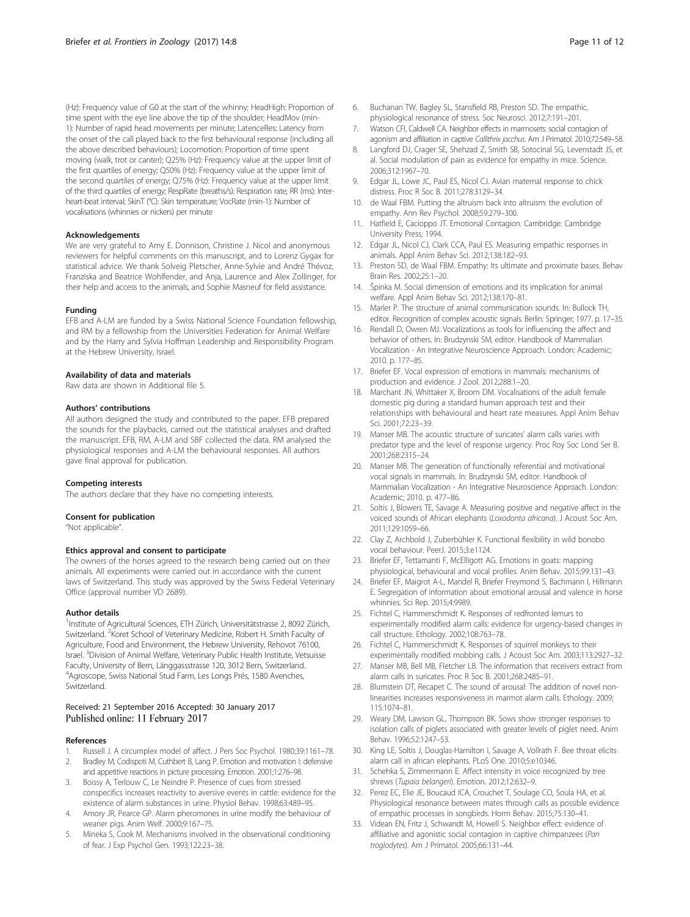(Hz): Frequency value of G0 at the start of the whinny; HeadHigh: Proportion of time spent with the eye line above the tip of the shoulder; HeadMov (min-1): Number of rapid head movements per minute; LatenceRes: Latency from the onset of the call played back to the first behavioural response (including all the above described behaviours); Locomotion: Proportion of time spent moving (walk, trot or canter); Q25% (Hz): Frequency value at the upper limit of the first quartiles of energy; Q50% (Hz): Frequency value at the upper limit of the second quartiles of energy; Q75% (Hz): Frequency value at the upper limit of the third quartiles of energy; RespRate (breaths/s): Respiration rate; RR (ms): Inter-heart-beat interval; SkinT (°C): Skin temperature; VocRate (min-1): Number of vocalisations (whinnies or nickers) per minute

#### Acknowledgements

We are very grateful to Amy E. Donnison, Christine J. Nicol and anonymous reviewers for helpful comments on this manuscript, and to Lorenz Gygax for statistical advice. We thank Solveig Pletscher, Anne-Sylvie and André Thévoz, Franziska and Beatrice Wohlfender, and Anja, Laurence and Alex Zollinger, for their help and access to the animals, and Sophie Masneuf for field assistance.

#### Funding

EFB and A-LM are funded by a Swiss National Science Foundation fellowship, and RM by a fellowship from the Universities Federation for Animal Welfare and by the Harry and Sylvia Hoffman Leadership and Responsibility Program at the Hebrew University, Israel.

#### Availability of data and materials

Raw data are shown in Additional file 5.

#### Authors' contributions

All authors designed the study and contributed to the paper. EFB prepared the sounds for the playbacks, carried out the statistical analyses and drafted the manuscript. EFB, RM, A-LM and SBF collected the data. RM analysed the physiological responses and A-LM the behavioural responses. All authors gave final approval for publication.

#### Competing interests

The authors declare that they have no competing interests.

#### Consent for publication

"Not applicable".

#### Ethics approval and consent to participate

The owners of the horses agreed to the research being carried out on their animals. All experiments were carried out in accordance with the current laws of Switzerland. This study was approved by the Swiss Federal Veterinary Office (approval number VD 2689).

#### Author details

[1]Institute of Agricultural Sciences, ETH Zürich, Universitätstrasse 2, 8092 Zürich, Switzerland. [2]Koret School of Veterinary Medicine, Robert H. Smith Faculty of Agriculture, Food and Environment, the Hebrew University, Rehovot 76100, Israel. [3]Division of Animal Welfare, Veterinary Public Health Institute, Vetsuisse Faculty, University of Bern, Länggassstrasse 120, 3012 Bern, Switzerland. [4]Agroscope, Swiss National Stud Farm, Les Longs Prés, 1580 Avenches, Switzerland.

Received: 21 September 2016 Accepted: 30 January 2017
Published online: 11 February 2017

#### References

1. Russell J. A circumplex model of affect. J Pers Soc Psychol. 1980;39:1161–78.
2. Bradley M, Codispoti M, Cuthbert B, Lang P. Emotion and motivation I: defensive and appetitive reactions in picture processing. Emotion. 2001;1:276–98.
3. Boissy A, Terlouw C, Le Neindre P. Presence of cues from stressed conspecifics increases reactivity to aversive events in cattle: evidence for the existence of alarm substances in urine. Physiol Behav. 1998;63:489–95.
4. Amory JR, Pearce GP. Alarm pheromones in urine modify the behaviour of weaner pigs. Anim Welf. 2000;9:167–75.
5. Mineka S, Cook M. Mechanisms involved in the observational conditioning of fear. J Exp Psychol Gen. 1993;122:23–38.
6. Buchanan TW, Bagley SL, Stansfield RB, Preston SD. The empathic, physiological resonance of stress. Soc Neurosci. 2012;7:191–201.
7. Watson CFI, Caldwell CA. Neighbor effects in marmosets: social contagion of agonism and affiliation in captive *Callithrix jacchus*. Am J Primatol. 2010;72:549–58.
8. Langford DJ, Crager SE, Shehzad Z, Smith SB, Sotocinal SG, Levenstadt JS, et al. Social modulation of pain as evidence for empathy in mice. Science. 2006;312:1967–70.
9. Edgar JL, Lowe JC, Paul ES, Nicol CJ. Avian maternal response to chick distress. Proc R Soc B. 2011;278:3129–34.
10. de Waal FBM. Putting the altruism back into altruism: the evolution of empathy. Ann Rev Psychol. 2008;59:279–300.
11. Hatfield E, Cacioppo JT. Emotional Contagion. Cambridge: Cambridge University Press; 1994.
12. Edgar JL, Nicol CJ, Clark CCA, Paul ES. Measuring empathic responses in animals. Appl Anim Behav Sci. 2012;138:182–93.
13. Preston SD, de Waal FBM. Empathy: Its ultimate and proximate bases. Behav Brain Res. 2002;25:1–20.
14. Špinka M. Social dimension of emotions and its implication for animal welfare. Appl Anim Behav Sci. 2012;138:170–81.
15. Marler P. The structure of animal communication sounds. In: Bullock TH, editor. Recognition of complex acoustic signals. Berlin: Springer; 1977. p. 17–35.
16. Rendall D, Owren MJ. Vocalizations as tools for influencing the affect and behavior of others. In: Brudzynski SM, editor. Handbook of Mammalian Vocalization - An Integrative Neuroscience Approach. London: Academic; 2010. p. 177–85.
17. Briefer EF. Vocal expression of emotions in mammals: mechanisms of production and evidence. J Zool. 2012;288:1–20.
18. Marchant JN, Whittaker X, Broom DM. Vocalisations of the adult female domestic pig during a standard human approach test and their relationships with behavioural and heart rate measures. Appl Anim Behav Sci. 2001;72:23–39.
19. Manser MB. The acoustic structure of suricates' alarm calls varies with predator type and the level of response urgency. Proc Roy Soc Lond Ser B. 2001;268:2315–24.
20. Manser MB. The generation of functionally referential and motivational vocal signals in mammals. In: Brudzynski SM, editor. Handbook of Mammalian Vocalization - An Integrative Neuroscience Approach. London: Academic; 2010. p. 477–86.
21. Soltis J, Blowers TE, Savage A. Measuring positive and negative affect in the voiced sounds of African elephants (*Loxodonta africana*). J Acoust Soc Am. 2011;129:1059–66.
22. Clay Z, Archbold J, Zuberbühler K. Functional flexibility in wild bonobo vocal behaviour. PeerJ. 2015;3:e1124.
23. Briefer EF, Tettamanti F, McElligott AG. Emotions in goats: mapping physiological, behavioural and vocal profiles. Anim Behav. 2015;99:131–43.
24. Briefer EF, Maigrot A-L, Mandel R, Briefer Freymond S, Bachmann I, Hillmann E. Segregation of information about emotional arousal and valence in horse whinnies. Sci Rep. 2015;4:9989.
25. Fichtel C, Hammerschmidt K. Responses of redfronted lemurs to experimentally modified alarm calls: evidence for urgency-based changes in call structure. Ethology. 2002;108:763–78.
26. Fichtel C, Hammerschmidt K. Responses of squirrel monkeys to their experimentally modified mobbing calls. J Acoust Soc Am. 2003;113:2927–32.
27. Manser MB, Bell MB, Fletcher LB. The information that receivers extract from alarm calls in suricates. Proc R Soc B. 2001;268:2485–91.
28. Blumstein DT, Recapet C. The sound of arousal: The addition of novel non-linearities increases responsiveness in marmot alarm calls. Ethology. 2009;115:1074–81.
29. Weary DM, Lawson GL, Thompson BK. Sows show stronger responses to isolation calls of piglets associated with greater levels of piglet need. Anim Behav. 1996;52:1247–53.
30. King LE, Soltis J, Douglas-Hamilton I, Savage A, Vollrath F. Bee threat elicits alarm call in african elephants. PLoS One. 2010;5:e10346.
31. Schehka S, Zimmermann E. Affect intensity in voice recognized by tree shrews (*Tupaia belangeri*). Emotion. 2012;12:632–9.
32. Perez EC, Elie JE, Boucaud ICA, Crouchet T, Soulage CO, Soula HA, et al. Physiological resonance between mates through calls as possible evidence of empathic processes in songbirds. Horm Behav. 2015;75:130–41.
33. Videan EN, Fritz J, Schwandt M, Howell S. Neighbor effect: evidence of affiliative and agonistic social contagion in captive chimpanzees (*Pan troglodytes*). Am J Primatol. 2005;66:131–44.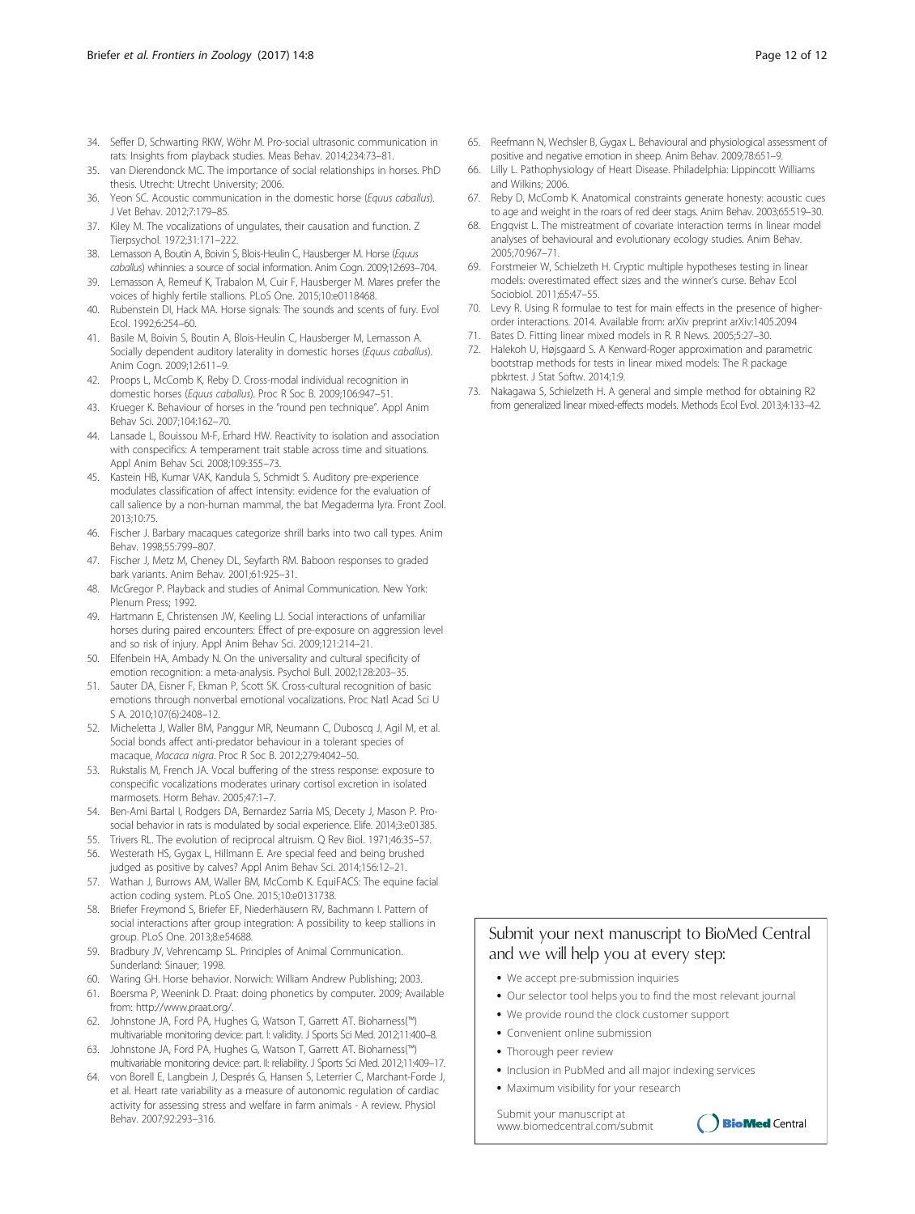34. Seffer D, Schwarting RKW, Wöhr M. Pro-social ultrasonic communication in rats: Insights from playback studies. Meas Behav. 2014;234:73–81.
35. van Dierendonck MC. The importance of social relationships in horses. PhD thesis. Utrecht: Utrecht University; 2006.
36. Yeon SC. Acoustic communication in the domestic horse (*Equus caballus*). J Vet Behav. 2012;7:179–85.
37. Kiley M. The vocalizations of ungulates, their causation and function. Z Tierpsychol. 1972;31:171–222.
38. Lemasson A, Boutin A, Boivin S, Blois-Heulin C, Hausberger M. Horse (*Equus caballus*) whinnies: a source of social information. Anim Cogn. 2009;12:693–704.
39. Lemasson A, Remeuf K, Trabalon M, Cuir F, Hausberger M. Mares prefer the voices of highly fertile stallions. PLoS One. 2015;10:e0118468.
40. Rubenstein DI, Hack MA. Horse signals: The sounds and scents of fury. Evol Ecol. 1992;6:254–60.
41. Basile M, Boivin S, Boutin A, Blois-Heulin C, Hausberger M, Lemasson A. Socially dependent auditory laterality in domestic horses (*Equus caballus*). Anim Cogn. 2009;12:611–9.
42. Proops L, McComb K, Reby D. Cross-modal individual recognition in domestic horses (*Equus caballus*). Proc R Soc B. 2009;106:947–51.
43. Krueger K. Behaviour of horses in the "round pen technique". Appl Anim Behav Sci. 2007;104:162–70.
44. Lansade L, Bouissou M-F, Erhard HW. Reactivity to isolation and association with conspecifics: A temperament trait stable across time and situations. Appl Anim Behav Sci. 2008;109:355–73.
45. Kastein HB, Kumar VAK, Kandula S, Schmidt S. Auditory pre-experience modulates classification of affect intensity: evidence for the evaluation of call salience by a non-human mammal, the bat Megaderma lyra. Front Zool. 2013;10:75.
46. Fischer J. Barbary macaques categorize shrill barks into two call types. Anim Behav. 1998;55:799–807.
47. Fischer J, Metz M, Cheney DL, Seyfarth RM. Baboon responses to graded bark variants. Anim Behav. 2001;61:925–31.
48. McGregor P. Playback and studies of Animal Communication. New York: Plenum Press; 1992.
49. Hartmann E, Christensen JW, Keeling LJ. Social interactions of unfamiliar horses during paired encounters: Effect of pre-exposure on aggression level and so risk of injury. Appl Anim Behav Sci. 2009;121:214–21.
50. Elfenbein HA, Ambady N. On the universality and cultural specificity of emotion recognition: a meta-analysis. Psychol Bull. 2002;128:203–35.
51. Sauter DA, Eisner F, Ekman P, Scott SK. Cross-cultural recognition of basic emotions through nonverbal emotional vocalizations. Proc Natl Acad Sci U S A. 2010;107(6):2408–12.
52. Micheletta J, Waller BM, Panggur MR, Neumann C, Duboscq J, Agil M, et al. Social bonds affect anti-predator behaviour in a tolerant species of macaque, *Macaca nigra*. Proc R Soc B. 2012;279:4042–50.
53. Rukstalis M, French JA. Vocal buffering of the stress response: exposure to conspecific vocalizations moderates urinary cortisol excretion in isolated marmosets. Horm Behav. 2005;47:1–7.
54. Ben-Ami Bartal I, Rodgers DA, Bernardez Sarria MS, Decety J, Mason P. Pro-social behavior in rats is modulated by social experience. Elife. 2014;3:e01385.
55. Trivers RL. The evolution of reciprocal altruism. Q Rev Biol. 1971;46:35–57.
56. Westerath HS, Gygax L, Hillmann E. Are special feed and being brushed judged as positive by calves? Appl Anim Behav Sci. 2014;156:12–21.
57. Wathan J, Burrows AM, Waller BM, McComb K. EquiFACS: The equine facial action coding system. PLoS One. 2015;10:e0131738.
58. Briefer Freymond S, Briefer EF, Niederhäusern RV, Bachmann I. Pattern of social interactions after group integration: A possibility to keep stallions in group. PLoS One. 2013;8:e54688.
59. Bradbury JV, Vehrencamp SL. Principles of Animal Communication. Sunderland: Sinauer; 1998.
60. Waring GH. Horse behavior. Norwich: William Andrew Publishing; 2003.
61. Boersma P, Weenink D. Praat: doing phonetics by computer. 2009; Available from: http://www.praat.org/.
62. Johnstone JA, Ford PA, Hughes G, Watson T, Garrett AT. Bioharness(™) multivariable monitoring device: part. I: validity. J Sports Sci Med. 2012;11:400–8.
63. Johnstone JA, Ford PA, Hughes G, Watson T, Garrett AT. Bioharness(™) multivariable monitoring device: part. II: reliability. J Sports Sci Med. 2012;11:409–17.
64. von Borell E, Langbein J, Després G, Hansen S, Leterrier C, Marchant-Forde J, et al. Heart rate variability as a measure of autonomic regulation of cardiac activity for assessing stress and welfare in farm animals - A review. Physiol Behav. 2007;92:293–316.
65. Reefmann N, Wechsler B, Gygax L. Behavioural and physiological assessment of positive and negative emotion in sheep. Anim Behav. 2009;78:651–9.
66. Lilly L. Pathophysiology of Heart Disease. Philadelphia: Lippincott Williams and Wilkins; 2006.
67. Reby D, McComb K. Anatomical constraints generate honesty: acoustic cues to age and weight in the roars of red deer stags. Anim Behav. 2003;65:519–30.
68. Engqvist L. The mistreatment of covariate interaction terms in linear model analyses of behavioural and evolutionary ecology studies. Anim Behav. 2005;70:967–71.
69. Forstmeier W, Schielzeth H. Cryptic multiple hypotheses testing in linear models: overestimated effect sizes and the winner's curse. Behav Ecol Sociobiol. 2011;65:47–55.
70. Levy R. Using R formulae to test for main effects in the presence of higher-order interactions. 2014. Available from: arXiv preprint arXiv:1405.2094
71. Bates D. Fitting linear mixed models in R. R News. 2005;5:27–30.
72. Halekoh U, Højsgaard S. A Kenward-Roger approximation and parametric bootstrap methods for tests in linear mixed models: The R package pbkrtest. J Stat Softw. 2014;1:9.
73. Nakagawa S, Schielzeth H. A general and simple method for obtaining R2 from generalized linear mixed-effects models. Methods Ecol Evol. 2013;4:133–42.

Submit your next manuscript to BioMed Central and we will help you at every step:

- We accept pre-submission inquiries
- Our selector tool helps you to find the most relevant journal
- We provide round the clock customer support
- Convenient online submission
- Thorough peer review
- Inclusion in PubMed and all major indexing services
- Maximum visibility for your research

Submit your manuscript at www.biomedcentral.com/submit

BioMed Central